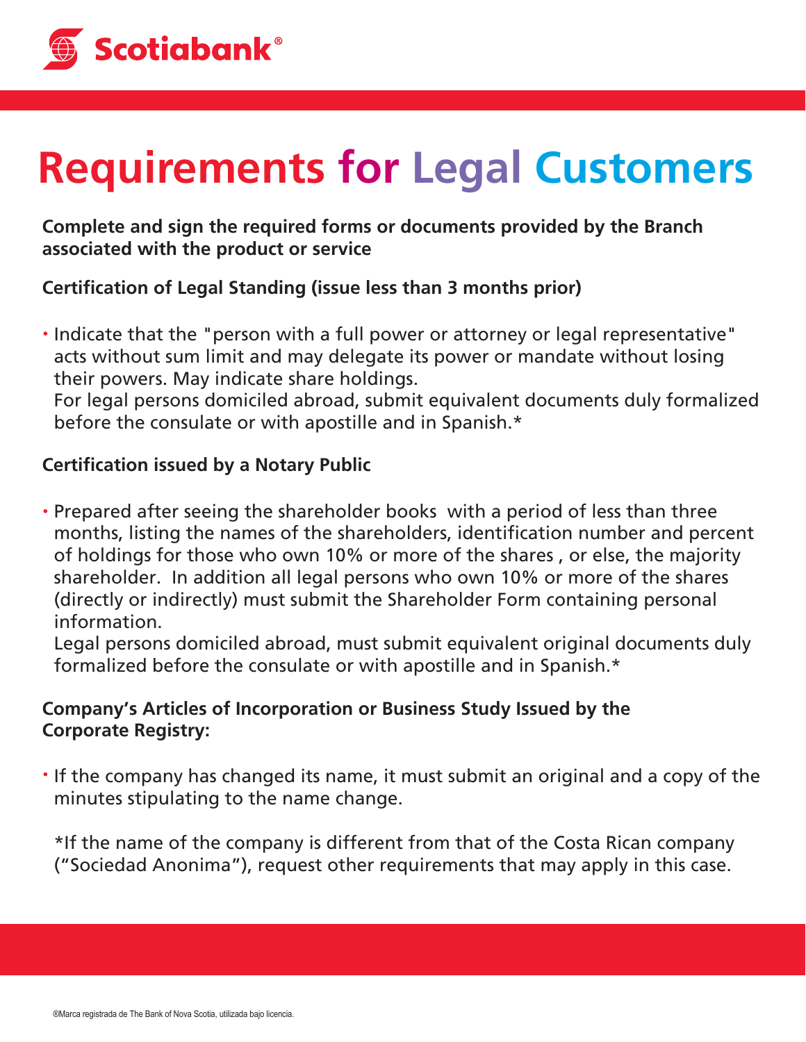# Requirements for Legal Customers

**Complete and sign the required forms or documents provided by the Branch associated with the product or service**

**Certification of Legal Standing (issue less than 3 months prior)**

- Indicate that the "person with a full power or attorney or legal representative" acts without sum limit and may delegate its power or mandate without losing their powers. May indicate share holdings.
  For legal persons domiciled abroad, submit equivalent documents duly formalized before the consulate or with apostille and in Spanish.*

**Certification issued by a Notary Public**

- Prepared after seeing the shareholder books with a period of less than three months, listing the names of the shareholders, identification number and percent of holdings for those who own 10% or more of the shares , or else, the majority shareholder. In addition all legal persons who own 10% or more of the shares (directly or indirectly) must submit the Shareholder Form containing personal information.
  Legal persons domiciled abroad, must submit equivalent original documents duly formalized before the consulate or with apostille and in Spanish.*

**Company's Articles of Incorporation or Business Study Issued by the Corporate Registry:**

- If the company has changed its name, it must submit an original and a copy of the minutes stipulating to the name change.

*If the name of the company is different from that of the Costa Rican company ("Sociedad Anonima"), request other requirements that may apply in this case.

®Marca registrada de The Bank of Nova Scotia, utilizada bajo licencia.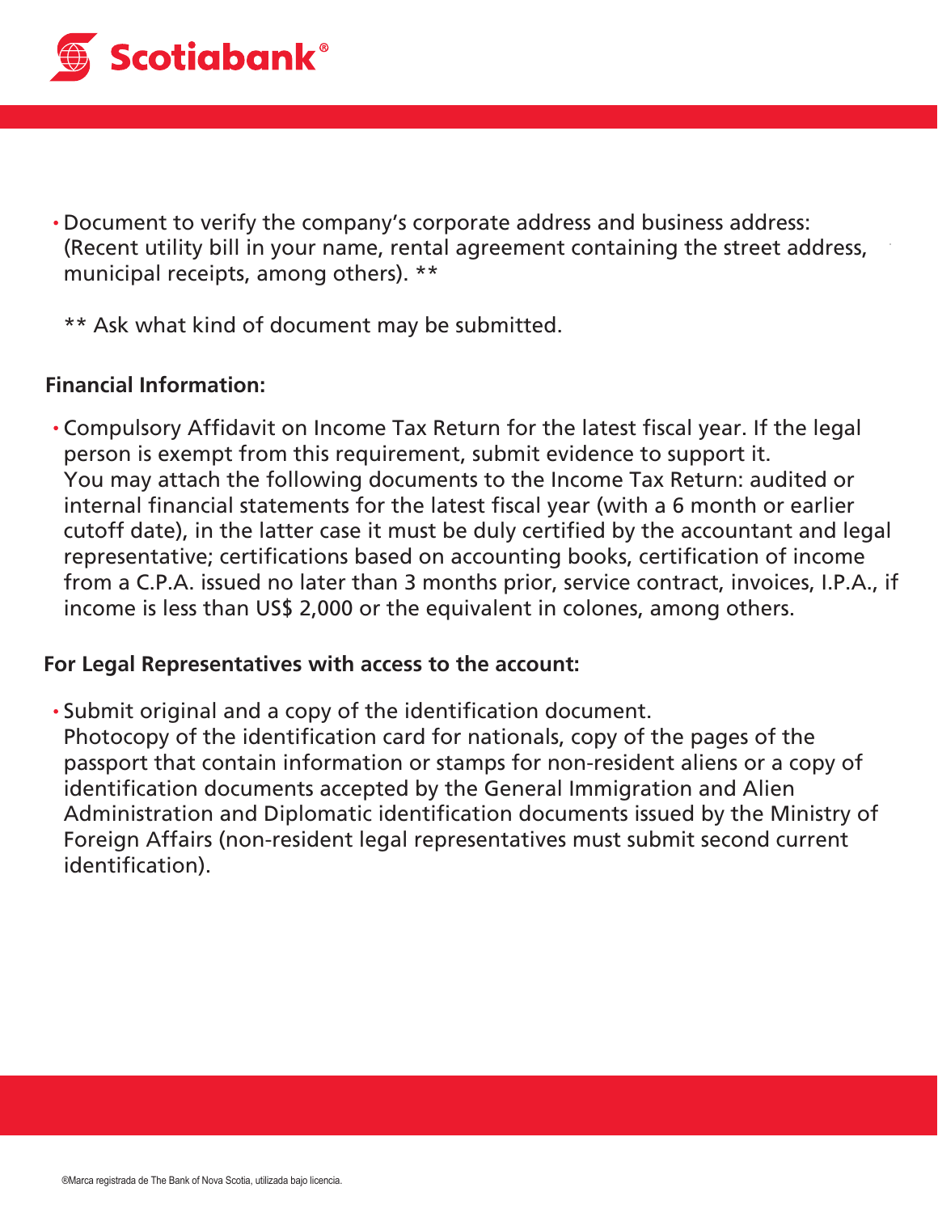- Document to verify the company's corporate address and business address: (Recent utility bill in your name, rental agreement containing the street address, municipal receipts, among others). **

  ** Ask what kind of document may be submitted.

**Financial Information:**

- Compulsory Affidavit on Income Tax Return for the latest fiscal year. If the legal person is exempt from this requirement, submit evidence to support it. You may attach the following documents to the Income Tax Return: audited or internal financial statements for the latest fiscal year (with a 6 month or earlier cutoff date), in the latter case it must be duly certified by the accountant and legal representative; certifications based on accounting books, certification of income from a C.P.A. issued no later than 3 months prior, service contract, invoices, I.P.A., if income is less than US$ 2,000 or the equivalent in colones, among others.

**For Legal Representatives with access to the account:**

- Submit original and a copy of the identification document. Photocopy of the identification card for nationals, copy of the pages of the passport that contain information or stamps for non-resident aliens or a copy of identification documents accepted by the General Immigration and Alien Administration and Diplomatic identification documents issued by the Ministry of Foreign Affairs (non-resident legal representatives must submit second current identification).

®Marca registrada de The Bank of Nova Scotia, utilizada bajo licencia.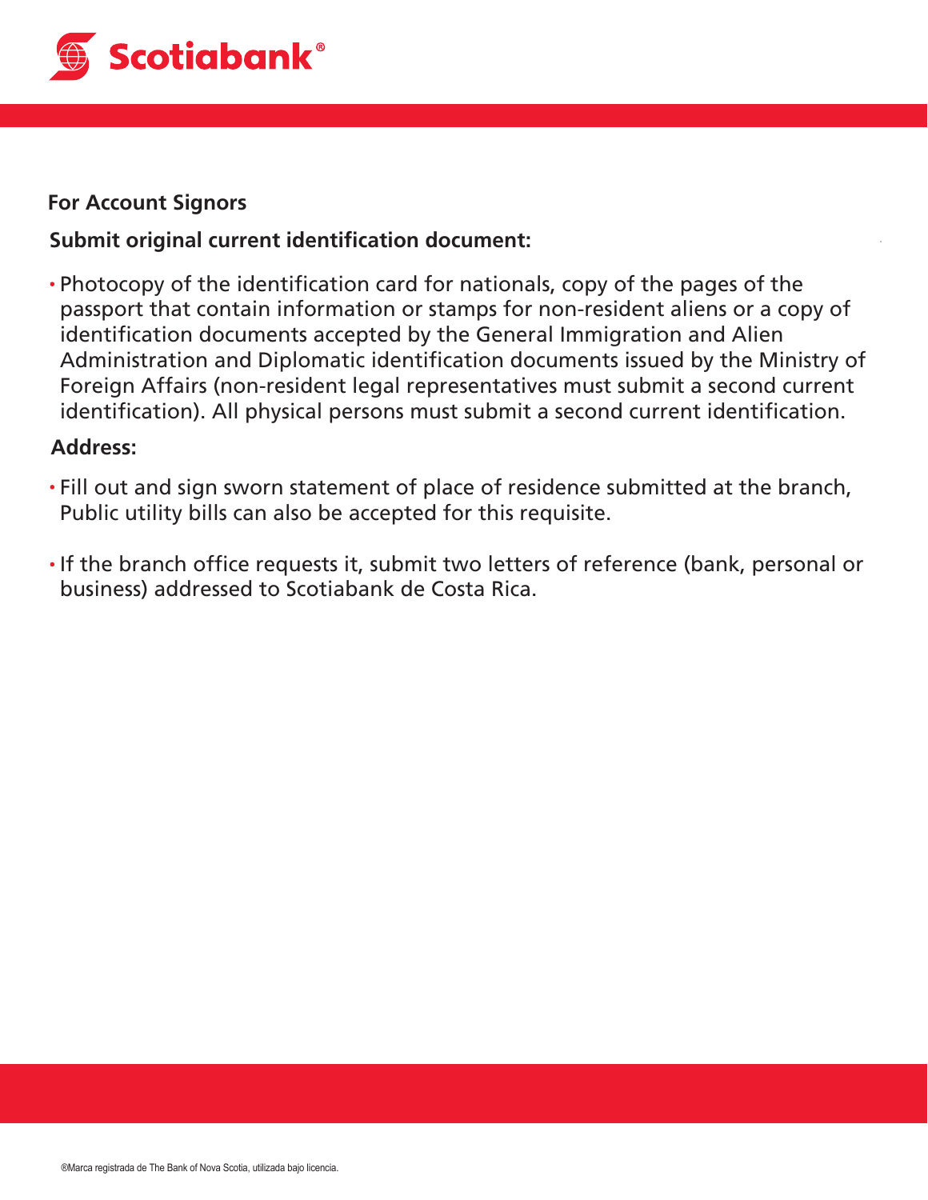## For Account Signors

### Submit original current identification document:

- Photocopy of the identification card for nationals, copy of the pages of the passport that contain information or stamps for non-resident aliens or a copy of identification documents accepted by the General Immigration and Alien Administration and Diplomatic identification documents issued by the Ministry of Foreign Affairs (non-resident legal representatives must submit a second current identification). All physical persons must submit a second current identification.

### Address:

- Fill out and sign sworn statement of place of residence submitted at the branch, Public utility bills can also be accepted for this requisite.

- If the branch office requests it, submit two letters of reference (bank, personal or business) addressed to Scotiabank de Costa Rica.

®Marca registrada de The Bank of Nova Scotia, utilizada bajo licencia.